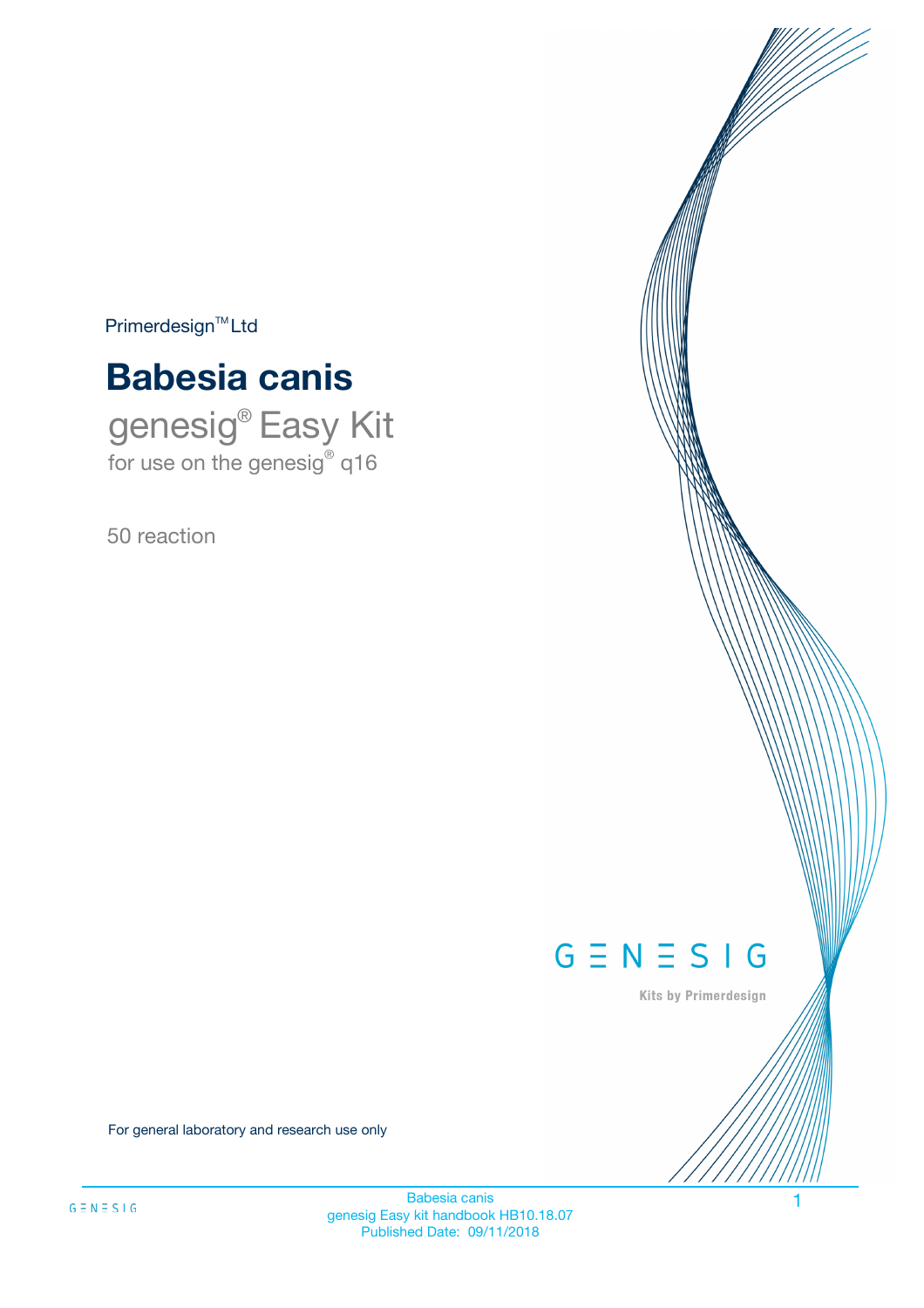Primerdesign™ Ltd

# Babesia canis

## genesig® Easy Kit

for use on the genesig® q16

50 reaction

GENESIG

Kits by Primerdesign

For general laboratory and research use only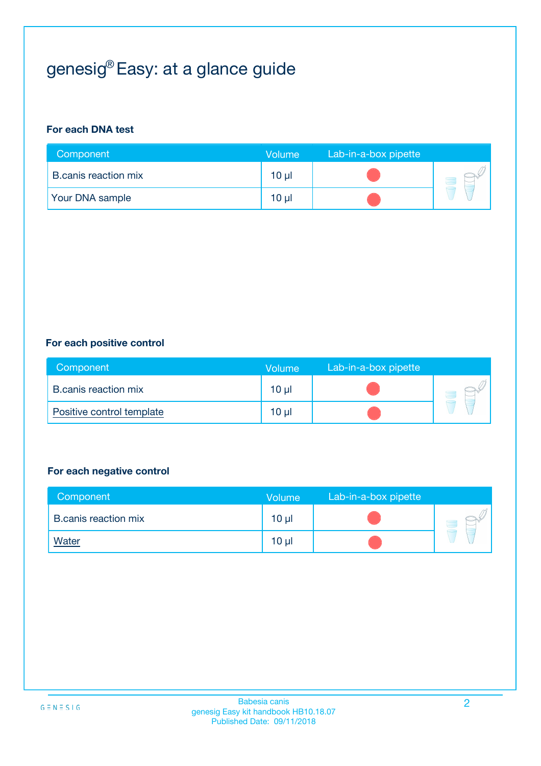# genesig® Easy: at a glance guide

**For each DNA test**

| Component | Volume | Lab-in-a-box pipette |
|---|---|---|
| B.canis reaction mix | 10 µl | ● |
| Your DNA sample | 10 µl | ● |

**For each positive control**

| Component | Volume | Lab-in-a-box pipette |
|---|---|---|
| B.canis reaction mix | 10 µl | ● |
| Positive control template | 10 µl | ● |

**For each negative control**

| Component | Volume | Lab-in-a-box pipette |
|---|---|---|
| B.canis reaction mix | 10 µl | ● |
| Water | 10 µl | ● |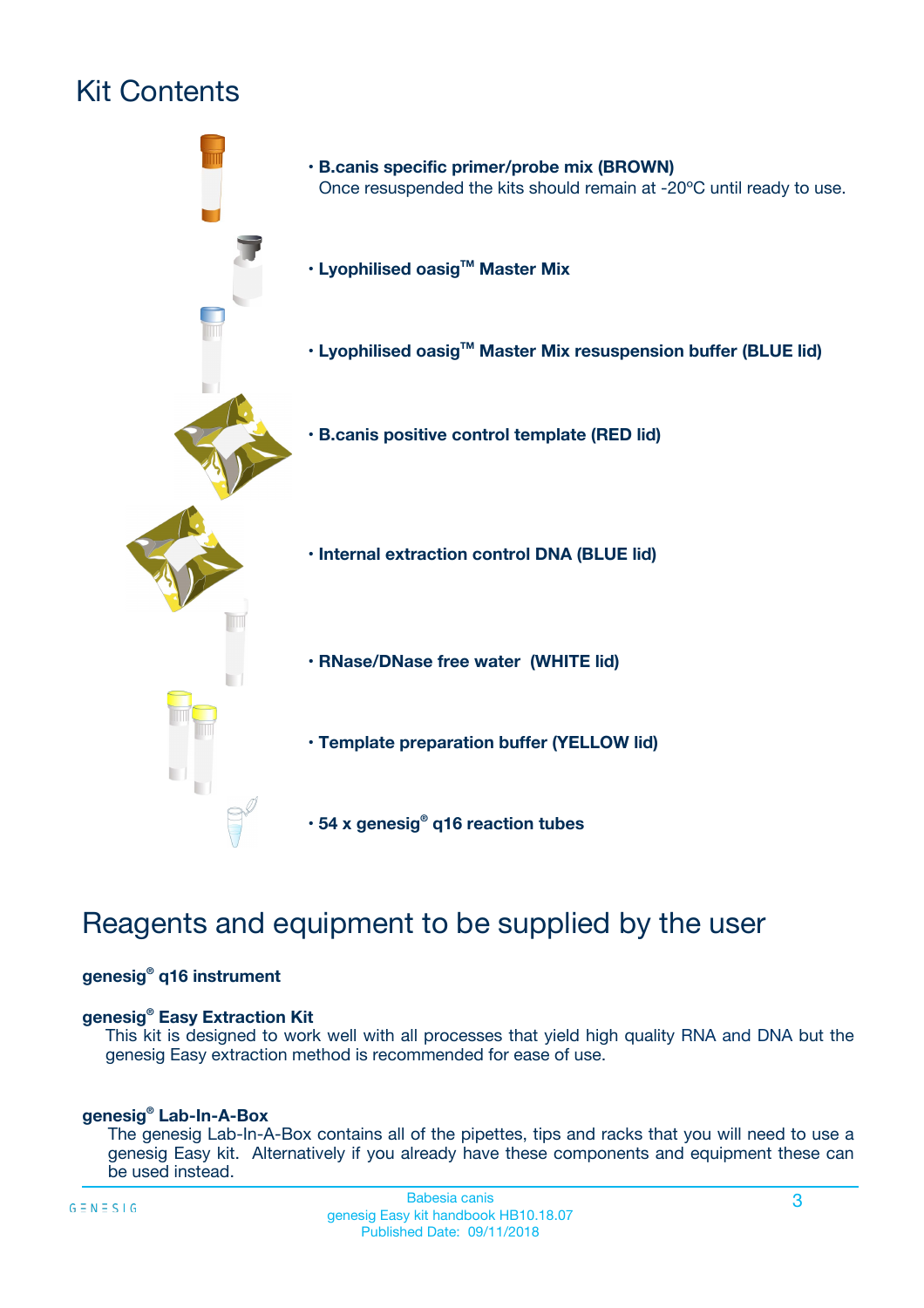# Kit Contents

- **B.canis specific primer/probe mix (BROWN)**
  Once resuspended the kits should remain at -20ºC until ready to use.
- **Lyophilised oasig™ Master Mix**
- **Lyophilised oasig™ Master Mix resuspension buffer (BLUE lid)**
- **B.canis positive control template (RED lid)**
- **Internal extraction control DNA (BLUE lid)**
- **RNase/DNase free water (WHITE lid)**
- **Template preparation buffer (YELLOW lid)**
- **54 x genesig® q16 reaction tubes**

# Reagents and equipment to be supplied by the user

**genesig® q16 instrument**

**genesig® Easy Extraction Kit**

This kit is designed to work well with all processes that yield high quality RNA and DNA but the genesig Easy extraction method is recommended for ease of use.

**genesig® Lab-In-A-Box**

The genesig Lab-In-A-Box contains all of the pipettes, tips and racks that you will need to use a genesig Easy kit. Alternatively if you already have these components and equipment these can be used instead.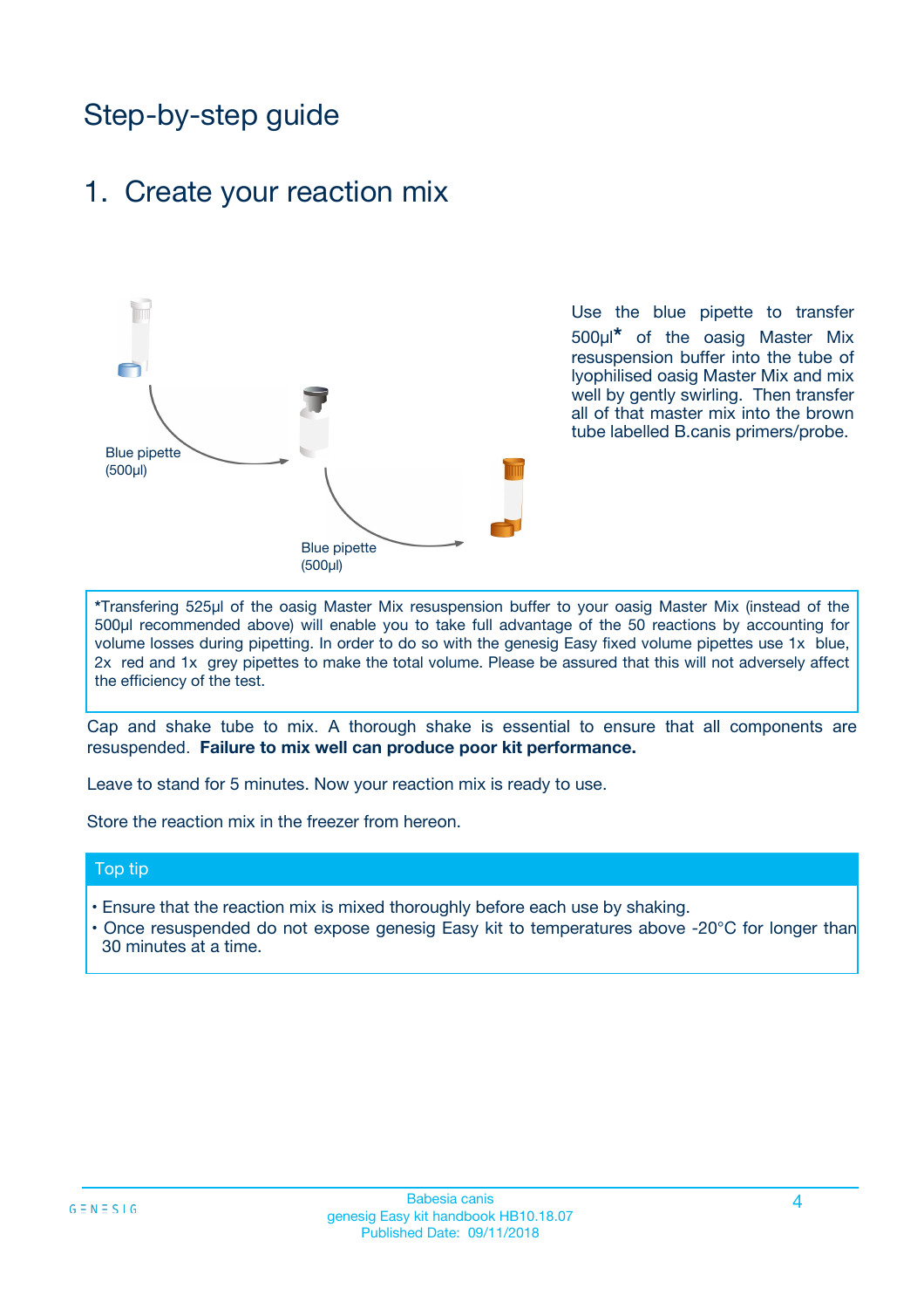# Step-by-step guide

## 1. Create your reaction mix

Blue pipette (500µl)

Blue pipette (500µl)

Use the blue pipette to transfer 500µl* of the oasig Master Mix resuspension buffer into the tube of lyophilised oasig Master Mix and mix well by gently swirling. Then transfer all of that master mix into the brown tube labelled B.canis primers/probe.

*Transfering 525µl of the oasig Master Mix resuspension buffer to your oasig Master Mix (instead of the 500µl recommended above) will enable you to take full advantage of the 50 reactions by accounting for volume losses during pipetting. In order to do so with the genesig Easy fixed volume pipettes use 1x blue, 2x red and 1x grey pipettes to make the total volume. Please be assured that this will not adversely affect the efficiency of the test.

Cap and shake tube to mix. A thorough shake is essential to ensure that all components are resuspended. **Failure to mix well can produce poor kit performance.**

Leave to stand for 5 minutes. Now your reaction mix is ready to use.

Store the reaction mix in the freezer from hereon.

### Top tip

- Ensure that the reaction mix is mixed thoroughly before each use by shaking.
- Once resuspended do not expose genesig Easy kit to temperatures above -20°C for longer than 30 minutes at a time.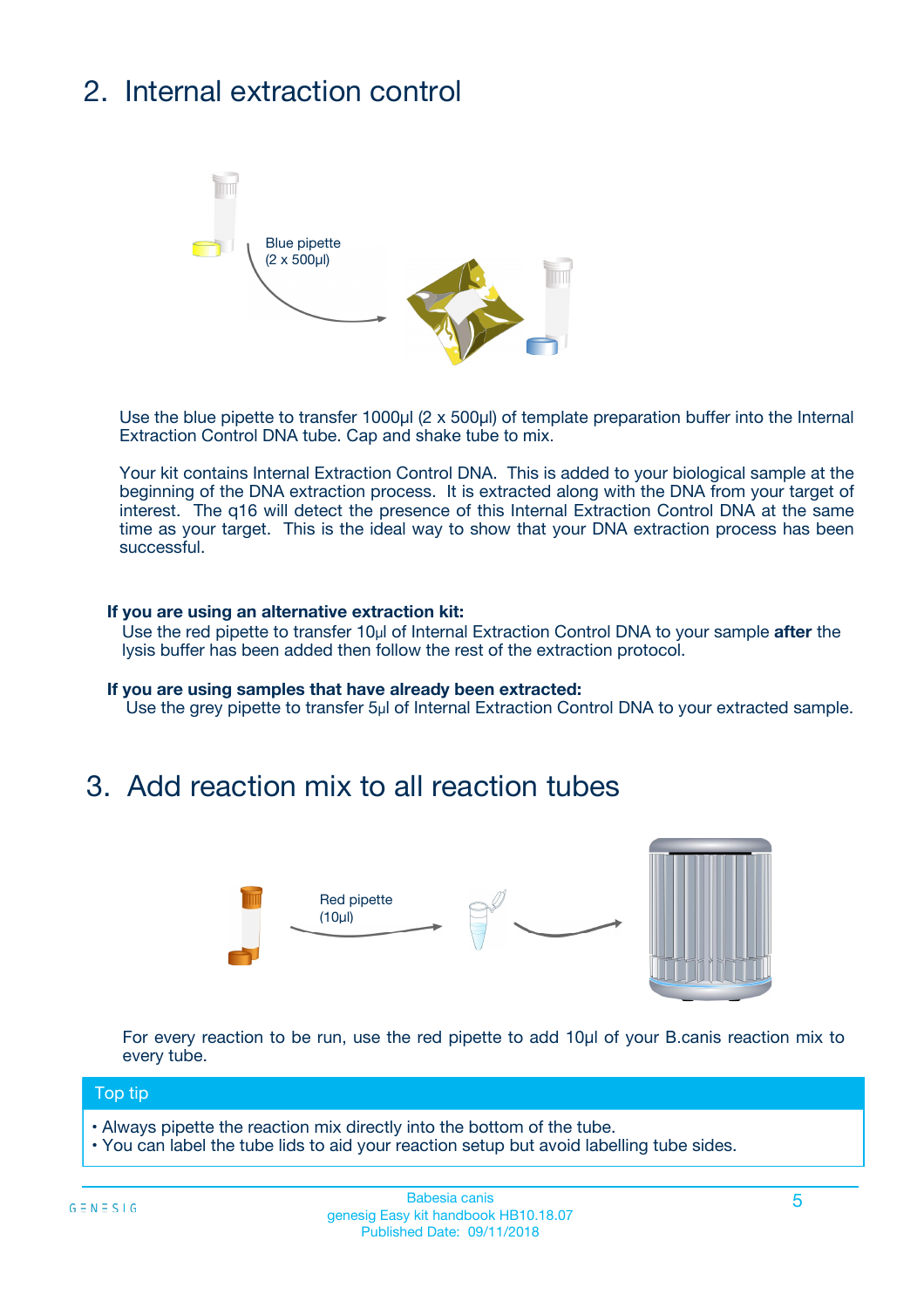## 2. Internal extraction control

Blue pipette
(2 x 500µl)

Use the blue pipette to transfer 1000µl (2 x 500µl) of template preparation buffer into the Internal Extraction Control DNA tube. Cap and shake tube to mix.

Your kit contains Internal Extraction Control DNA. This is added to your biological sample at the beginning of the DNA extraction process. It is extracted along with the DNA from your target of interest. The q16 will detect the presence of this Internal Extraction Control DNA at the same time as your target. This is the ideal way to show that your DNA extraction process has been successful.

**If you are using an alternative extraction kit:**
Use the red pipette to transfer 10µl of Internal Extraction Control DNA to your sample **after** the lysis buffer has been added then follow the rest of the extraction protocol.

**If you are using samples that have already been extracted:**
Use the grey pipette to transfer 5µl of Internal Extraction Control DNA to your extracted sample.

## 3. Add reaction mix to all reaction tubes

Red pipette
(10µl)

For every reaction to be run, use the red pipette to add 10µl of your B.canis reaction mix to every tube.

**Top tip**

- Always pipette the reaction mix directly into the bottom of the tube.
- You can label the tube lids to aid your reaction setup but avoid labelling tube sides.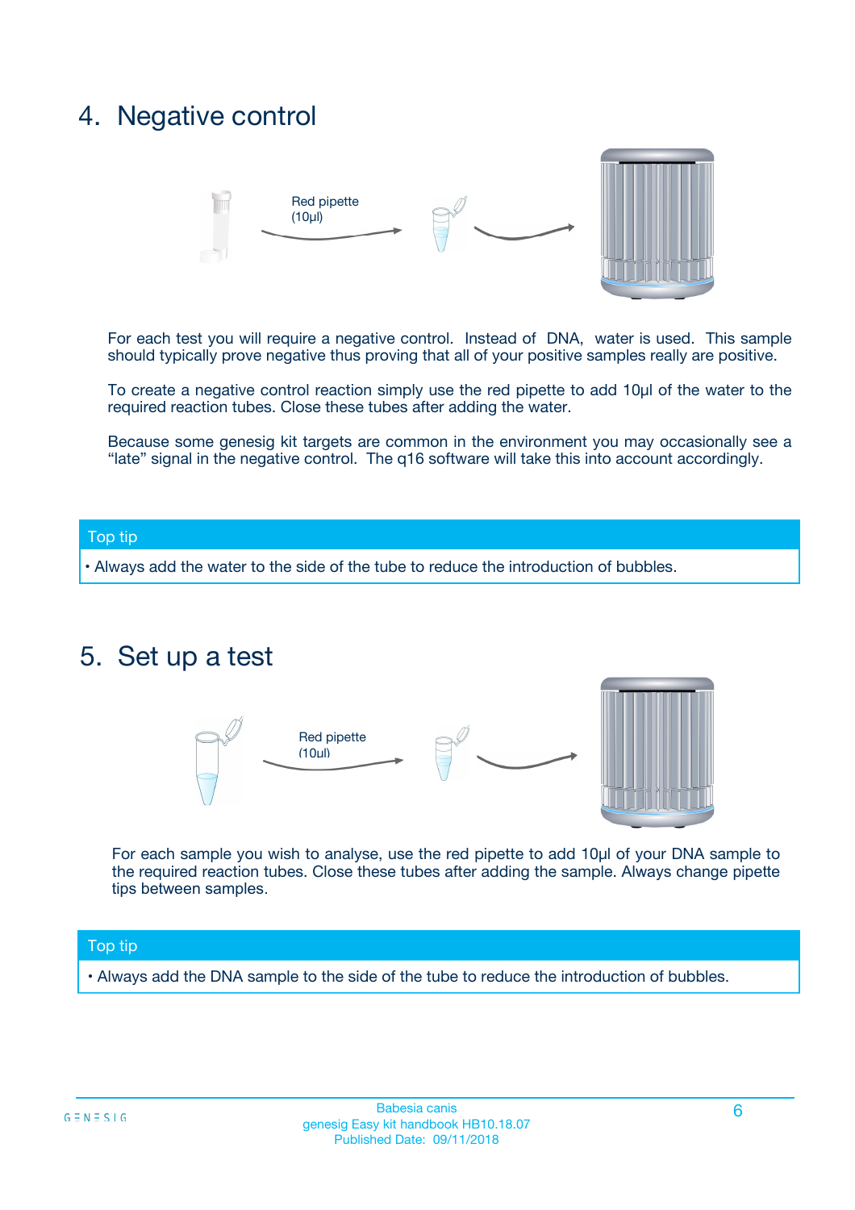## 4. Negative control

Red pipette (10µl)

For each test you will require a negative control. Instead of DNA, water is used. This sample should typically prove negative thus proving that all of your positive samples really are positive.

To create a negative control reaction simply use the red pipette to add 10µl of the water to the required reaction tubes. Close these tubes after adding the water.

Because some genesig kit targets are common in the environment you may occasionally see a "late" signal in the negative control. The q16 software will take this into account accordingly.

**Top tip**

- Always add the water to the side of the tube to reduce the introduction of bubbles.

## 5. Set up a test

Red pipette (10µl)

For each sample you wish to analyse, use the red pipette to add 10µl of your DNA sample to the required reaction tubes. Close these tubes after adding the sample. Always change pipette tips between samples.

**Top tip**

- Always add the DNA sample to the side of the tube to reduce the introduction of bubbles.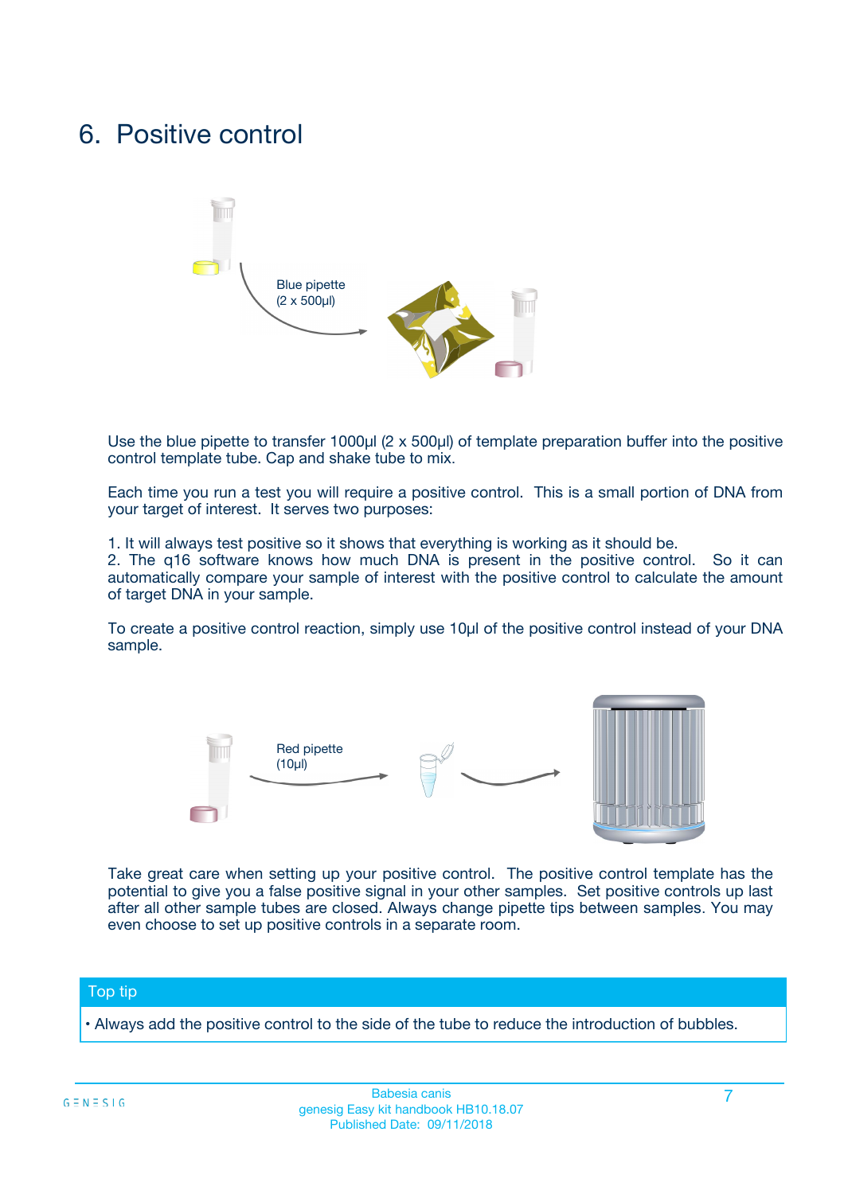# 6. Positive control

Blue pipette
(2 x 500µl)

Use the blue pipette to transfer 1000µl (2 x 500µl) of template preparation buffer into the positive control template tube. Cap and shake tube to mix.

Each time you run a test you will require a positive control. This is a small portion of DNA from your target of interest. It serves two purposes:

1. It will always test positive so it shows that everything is working as it should be.
2. The q16 software knows how much DNA is present in the positive control. So it can automatically compare your sample of interest with the positive control to calculate the amount of target DNA in your sample.

To create a positive control reaction, simply use 10µl of the positive control instead of your DNA sample.

Red pipette
(10µl)

Take great care when setting up your positive control. The positive control template has the potential to give you a false positive signal in your other samples. Set positive controls up last after all other sample tubes are closed. Always change pipette tips between samples. You may even choose to set up positive controls in a separate room.

**Top tip**

- Always add the positive control to the side of the tube to reduce the introduction of bubbles.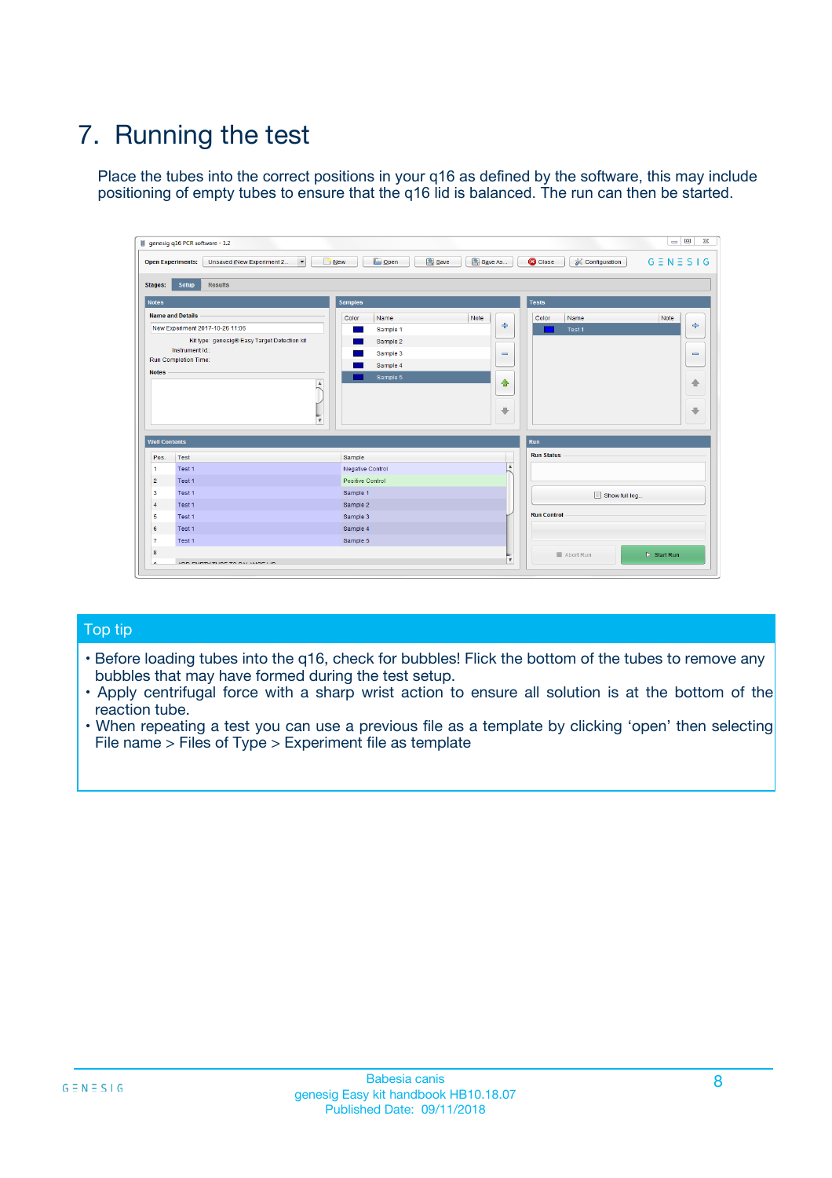# 7. Running the test

Place the tubes into the correct positions in your q16 as defined by the software, this may include positioning of empty tubes to ensure that the q16 lid is balanced. The run can then be started.

## Top tip

- Before loading tubes into the q16, check for bubbles! Flick the bottom of the tubes to remove any bubbles that may have formed during the test setup.
- Apply centrifugal force with a sharp wrist action to ensure all solution is at the bottom of the reaction tube.
- When repeating a test you can use a previous file as a template by clicking 'open' then selecting File name > Files of Type > Experiment file as template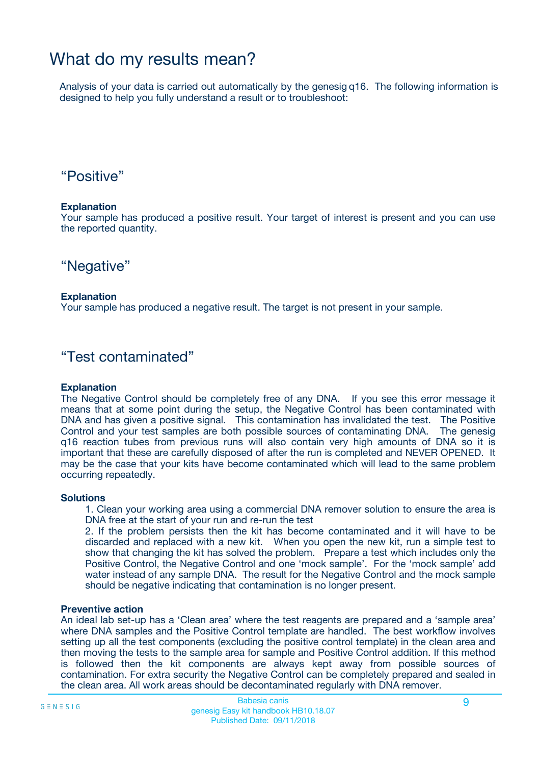# What do my results mean?

Analysis of your data is carried out automatically by the genesig q16. The following information is designed to help you fully understand a result or to troubleshoot:

## “Positive”

**Explanation**
Your sample has produced a positive result. Your target of interest is present and you can use the reported quantity.

## “Negative”

**Explanation**
Your sample has produced a negative result. The target is not present in your sample.

## “Test contaminated”

**Explanation**
The Negative Control should be completely free of any DNA. If you see this error message it means that at some point during the setup, the Negative Control has been contaminated with DNA and has given a positive signal. This contamination has invalidated the test. The Positive Control and your test samples are both possible sources of contaminating DNA. The genesig q16 reaction tubes from previous runs will also contain very high amounts of DNA so it is important that these are carefully disposed of after the run is completed and NEVER OPENED. It may be the case that your kits have become contaminated which will lead to the same problem occurring repeatedly.

**Solutions**

1. Clean your working area using a commercial DNA remover solution to ensure the area is DNA free at the start of your run and re-run the test
2. If the problem persists then the kit has become contaminated and it will have to be discarded and replaced with a new kit. When you open the new kit, run a simple test to show that changing the kit has solved the problem. Prepare a test which includes only the Positive Control, the Negative Control and one ‘mock sample’. For the ‘mock sample’ add water instead of any sample DNA. The result for the Negative Control and the mock sample should be negative indicating that contamination is no longer present.

**Preventive action**
An ideal lab set-up has a ‘Clean area’ where the test reagents are prepared and a ‘sample area’ where DNA samples and the Positive Control template are handled. The best workflow involves setting up all the test components (excluding the positive control template) in the clean area and then moving the tests to the sample area for sample and Positive Control addition. If this method is followed then the kit components are always kept away from possible sources of contamination. For extra security the Negative Control can be completely prepared and sealed in the clean area. All work areas should be decontaminated regularly with DNA remover.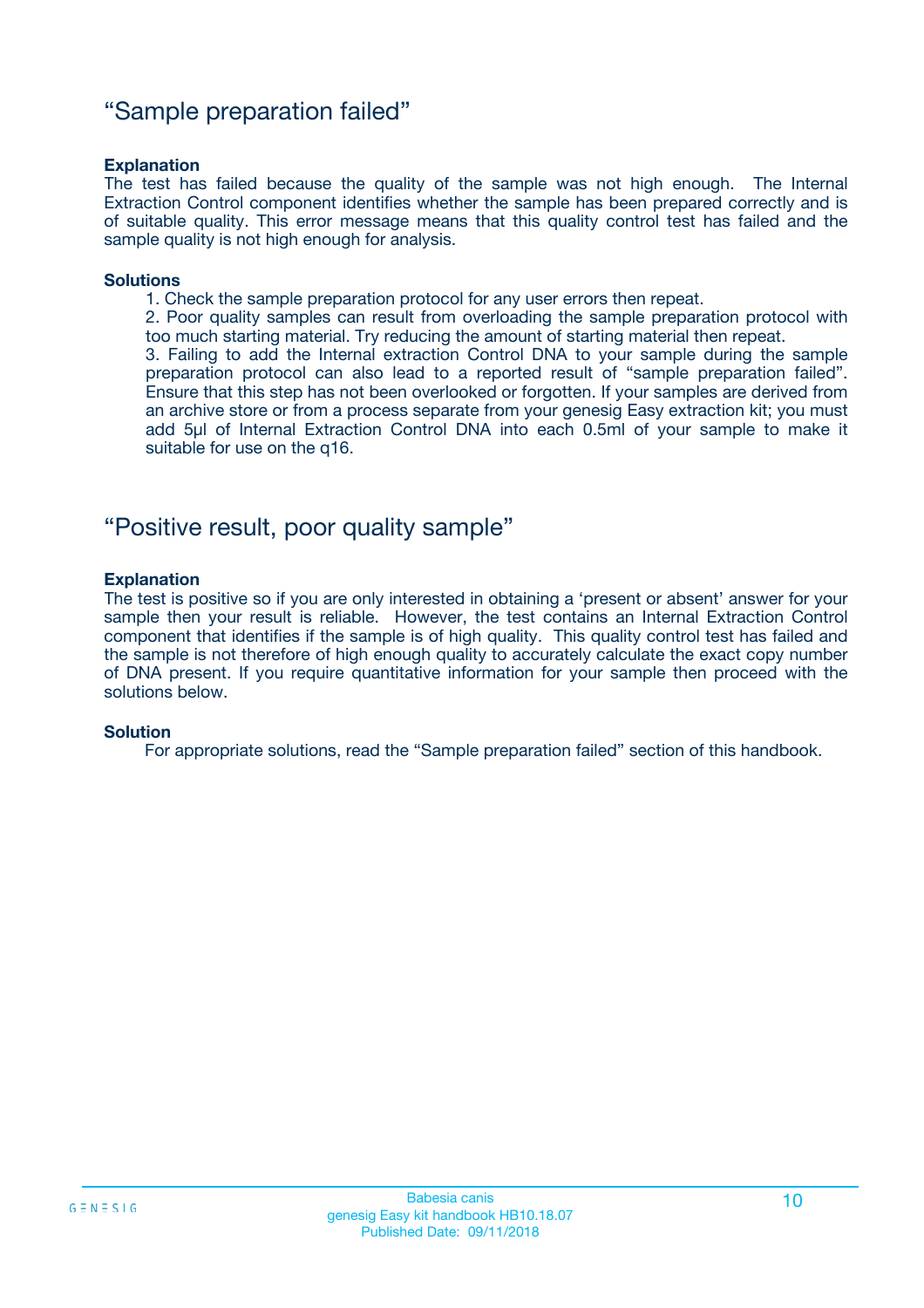## “Sample preparation failed”

**Explanation**

The test has failed because the quality of the sample was not high enough. The Internal Extraction Control component identifies whether the sample has been prepared correctly and is of suitable quality. This error message means that this quality control test has failed and the sample quality is not high enough for analysis.

**Solutions**

1. Check the sample preparation protocol for any user errors then repeat.
2. Poor quality samples can result from overloading the sample preparation protocol with too much starting material. Try reducing the amount of starting material then repeat.
3. Failing to add the Internal extraction Control DNA to your sample during the sample preparation protocol can also lead to a reported result of “sample preparation failed”. Ensure that this step has not been overlooked or forgotten. If your samples are derived from an archive store or from a process separate from your genesig Easy extraction kit; you must add 5µl of Internal Extraction Control DNA into each 0.5ml of your sample to make it suitable for use on the q16.

## “Positive result, poor quality sample”

**Explanation**

The test is positive so if you are only interested in obtaining a ‘present or absent’ answer for your sample then your result is reliable. However, the test contains an Internal Extraction Control component that identifies if the sample is of high quality. This quality control test has failed and the sample is not therefore of high enough quality to accurately calculate the exact copy number of DNA present. If you require quantitative information for your sample then proceed with the solutions below.

**Solution**

For appropriate solutions, read the “Sample preparation failed” section of this handbook.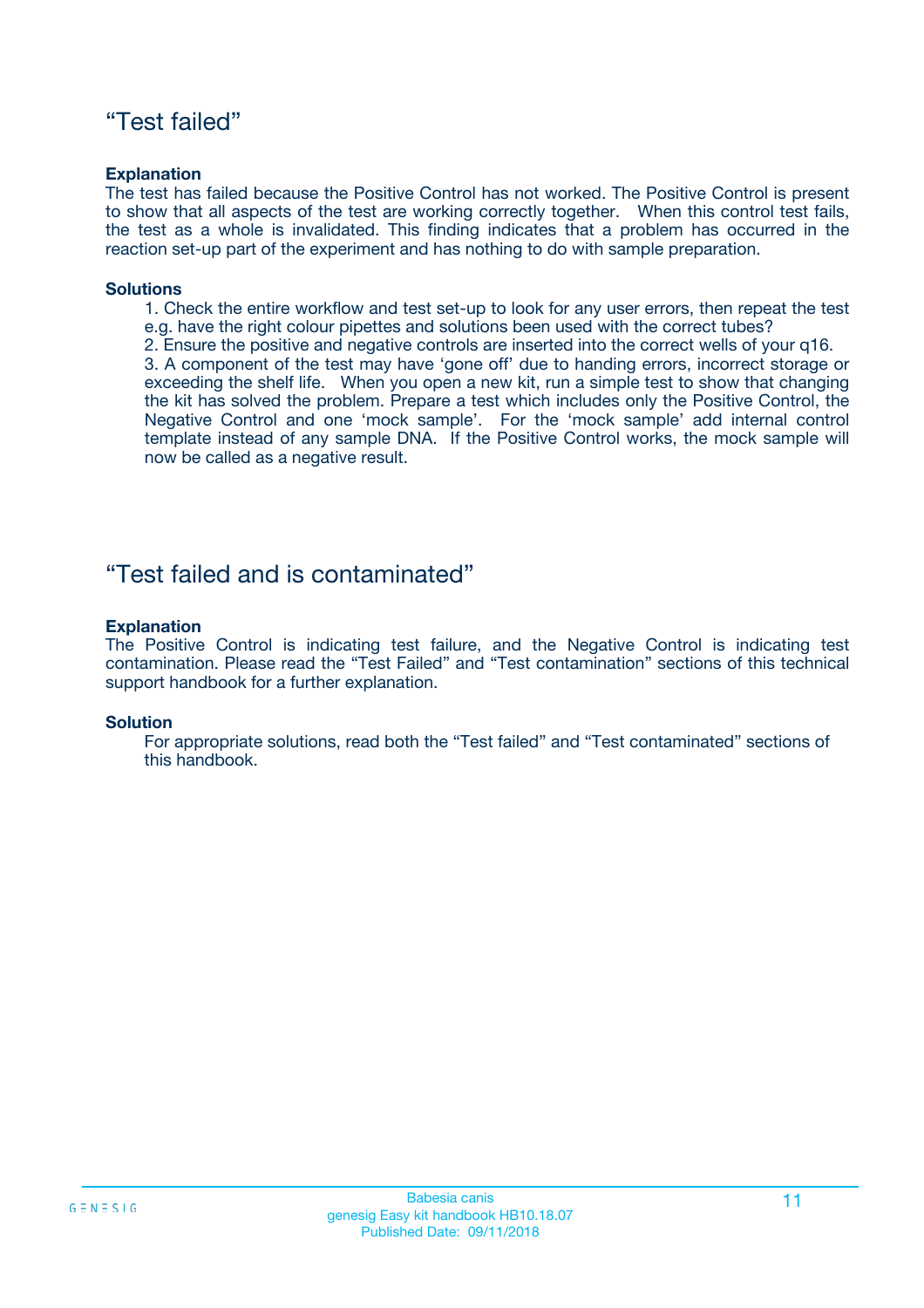## “Test failed”

**Explanation**

The test has failed because the Positive Control has not worked. The Positive Control is present to show that all aspects of the test are working correctly together. When this control test fails, the test as a whole is invalidated. This finding indicates that a problem has occurred in the reaction set-up part of the experiment and has nothing to do with sample preparation.

**Solutions**

1. Check the entire workflow and test set-up to look for any user errors, then repeat the test e.g. have the right colour pipettes and solutions been used with the correct tubes?
2. Ensure the positive and negative controls are inserted into the correct wells of your q16.
3. A component of the test may have ‘gone off’ due to handing errors, incorrect storage or exceeding the shelf life. When you open a new kit, run a simple test to show that changing the kit has solved the problem. Prepare a test which includes only the Positive Control, the Negative Control and one ‘mock sample’. For the ‘mock sample’ add internal control template instead of any sample DNA. If the Positive Control works, the mock sample will now be called as a negative result.

## “Test failed and is contaminated”

**Explanation**

The Positive Control is indicating test failure, and the Negative Control is indicating test contamination. Please read the “Test Failed” and “Test contamination” sections of this technical support handbook for a further explanation.

**Solution**

For appropriate solutions, read both the “Test failed” and “Test contaminated” sections of this handbook.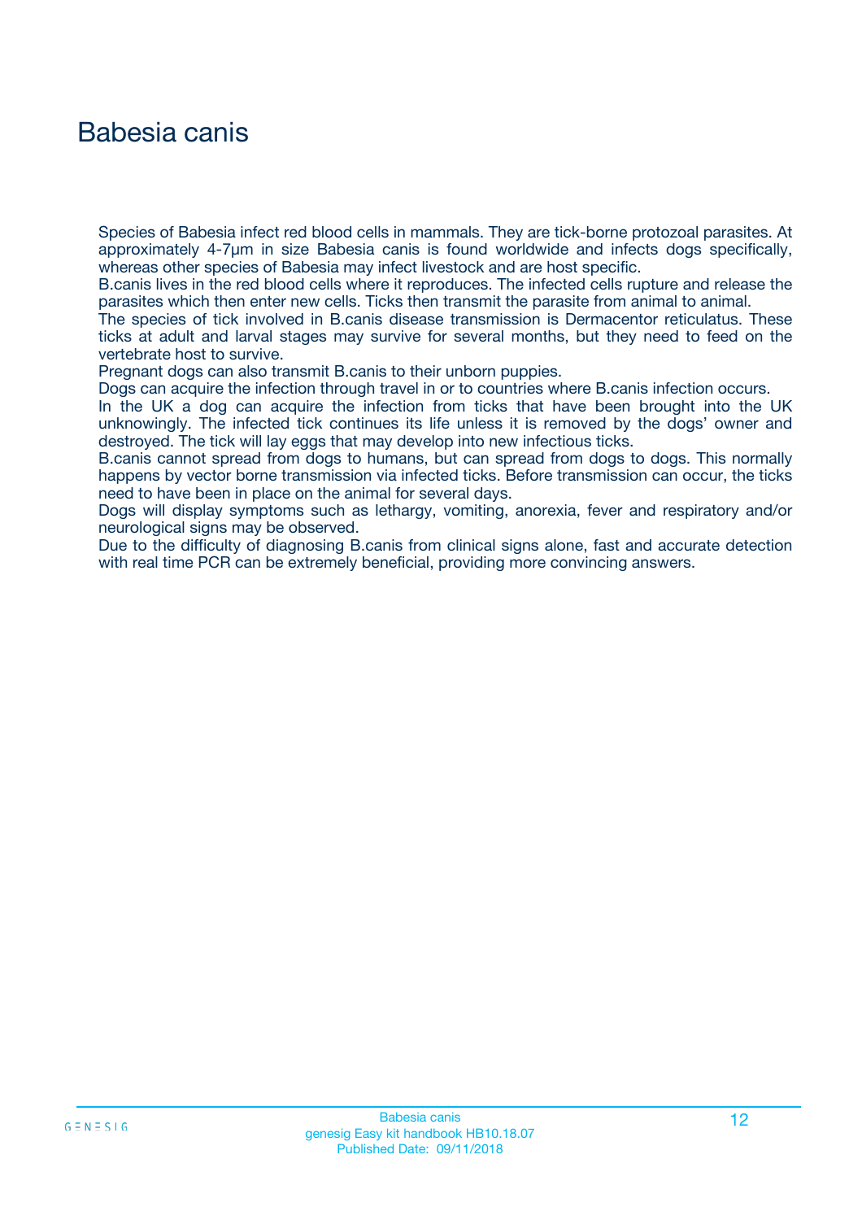# Babesia canis

Species of Babesia infect red blood cells in mammals. They are tick-borne protozoal parasites. At approximately 4-7µm in size Babesia canis is found worldwide and infects dogs specifically, whereas other species of Babesia may infect livestock and are host specific.

B.canis lives in the red blood cells where it reproduces. The infected cells rupture and release the parasites which then enter new cells. Ticks then transmit the parasite from animal to animal.

The species of tick involved in B.canis disease transmission is Dermacentor reticulatus. These ticks at adult and larval stages may survive for several months, but they need to feed on the vertebrate host to survive.

Pregnant dogs can also transmit B.canis to their unborn puppies.

Dogs can acquire the infection through travel in or to countries where B.canis infection occurs.

In the UK a dog can acquire the infection from ticks that have been brought into the UK unknowingly. The infected tick continues its life unless it is removed by the dogs' owner and destroyed. The tick will lay eggs that may develop into new infectious ticks.

B.canis cannot spread from dogs to humans, but can spread from dogs to dogs. This normally happens by vector borne transmission via infected ticks. Before transmission can occur, the ticks need to have been in place on the animal for several days.

Dogs will display symptoms such as lethargy, vomiting, anorexia, fever and respiratory and/or neurological signs may be observed.

Due to the difficulty of diagnosing B.canis from clinical signs alone, fast and accurate detection with real time PCR can be extremely beneficial, providing more convincing answers.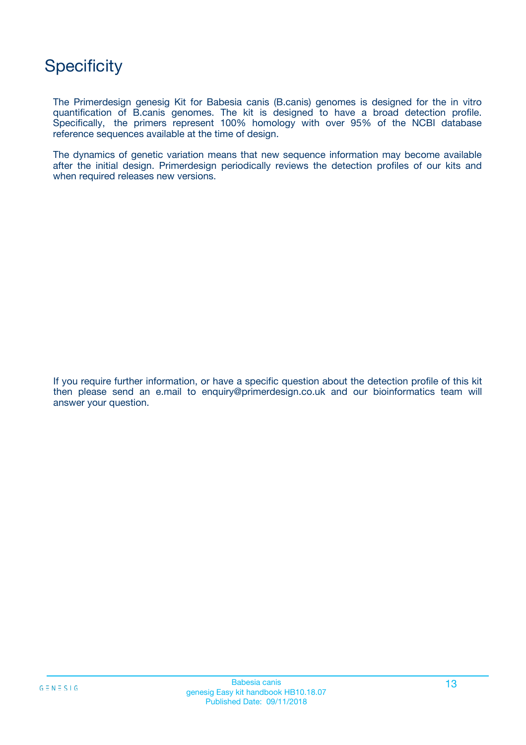# Specificity

The Primerdesign genesig Kit for Babesia canis (B.canis) genomes is designed for the in vitro quantification of B.canis genomes. The kit is designed to have a broad detection profile. Specifically, the primers represent 100% homology with over 95% of the NCBI database reference sequences available at the time of design.

The dynamics of genetic variation means that new sequence information may become available after the initial design. Primerdesign periodically reviews the detection profiles of our kits and when required releases new versions.

If you require further information, or have a specific question about the detection profile of this kit then please send an e.mail to enquiry@primerdesign.co.uk and our bioinformatics team will answer your question.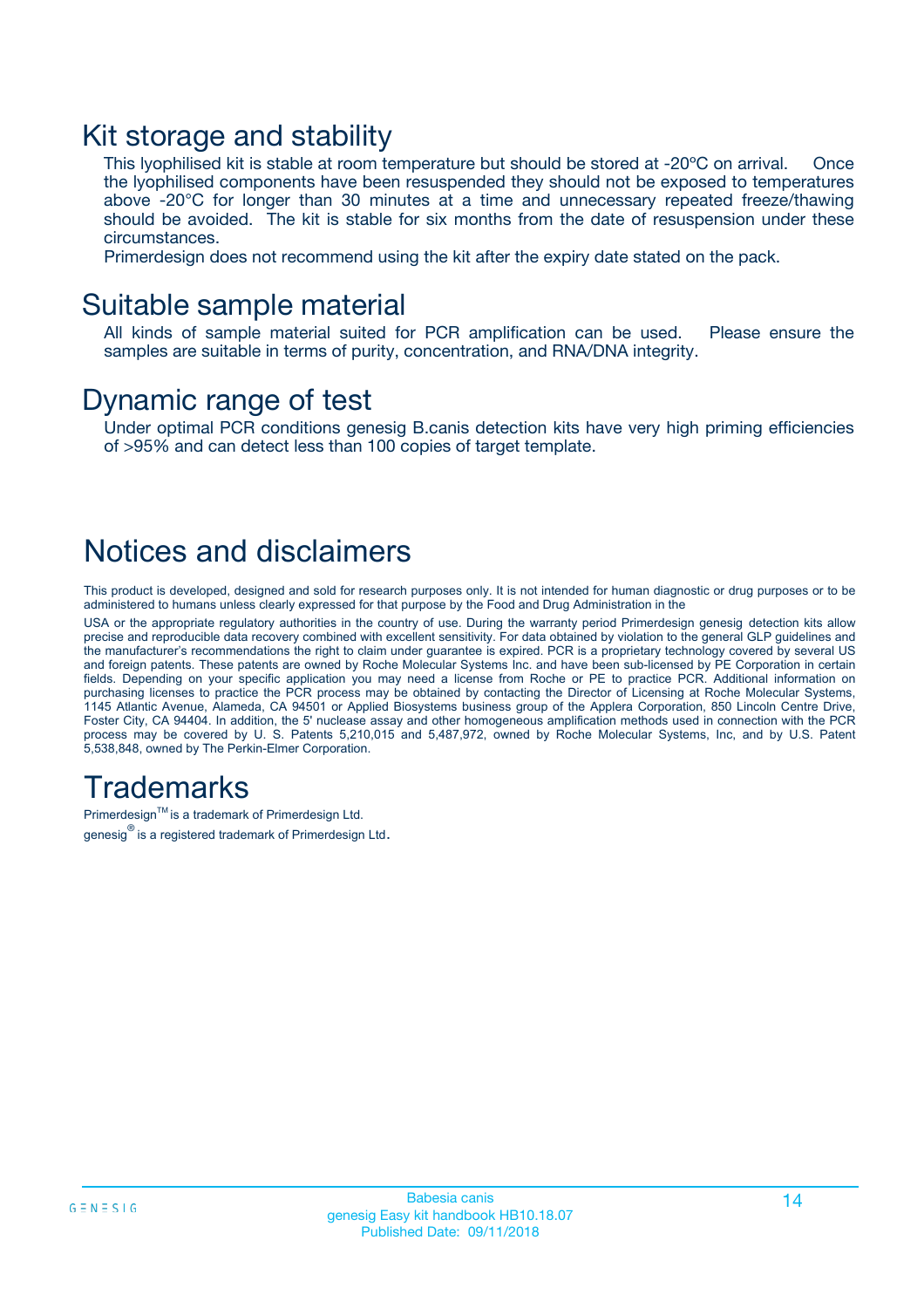## Kit storage and stability

This lyophilised kit is stable at room temperature but should be stored at -20ºC on arrival. Once the lyophilised components have been resuspended they should not be exposed to temperatures above -20°C for longer than 30 minutes at a time and unnecessary repeated freeze/thawing should be avoided. The kit is stable for six months from the date of resuspension under these circumstances.

Primerdesign does not recommend using the kit after the expiry date stated on the pack.

## Suitable sample material

All kinds of sample material suited for PCR amplification can be used. Please ensure the samples are suitable in terms of purity, concentration, and RNA/DNA integrity.

## Dynamic range of test

Under optimal PCR conditions genesig B.canis detection kits have very high priming efficiencies of >95% and can detect less than 100 copies of target template.

# Notices and disclaimers

This product is developed, designed and sold for research purposes only. It is not intended for human diagnostic or drug purposes or to be administered to humans unless clearly expressed for that purpose by the Food and Drug Administration in the

USA or the appropriate regulatory authorities in the country of use. During the warranty period Primerdesign genesig detection kits allow precise and reproducible data recovery combined with excellent sensitivity. For data obtained by violation to the general GLP guidelines and the manufacturer's recommendations the right to claim under guarantee is expired. PCR is a proprietary technology covered by several US and foreign patents. These patents are owned by Roche Molecular Systems Inc. and have been sub-licensed by PE Corporation in certain fields. Depending on your specific application you may need a license from Roche or PE to practice PCR. Additional information on purchasing licenses to practice the PCR process may be obtained by contacting the Director of Licensing at Roche Molecular Systems, 1145 Atlantic Avenue, Alameda, CA 94501 or Applied Biosystems business group of the Applera Corporation, 850 Lincoln Centre Drive, Foster City, CA 94404. In addition, the 5' nuclease assay and other homogeneous amplification methods used in connection with the PCR process may be covered by U. S. Patents 5,210,015 and 5,487,972, owned by Roche Molecular Systems, Inc, and by U.S. Patent 5,538,848, owned by The Perkin-Elmer Corporation.

# Trademarks

Primerdesign™ is a trademark of Primerdesign Ltd.

genesig® is a registered trademark of Primerdesign Ltd.